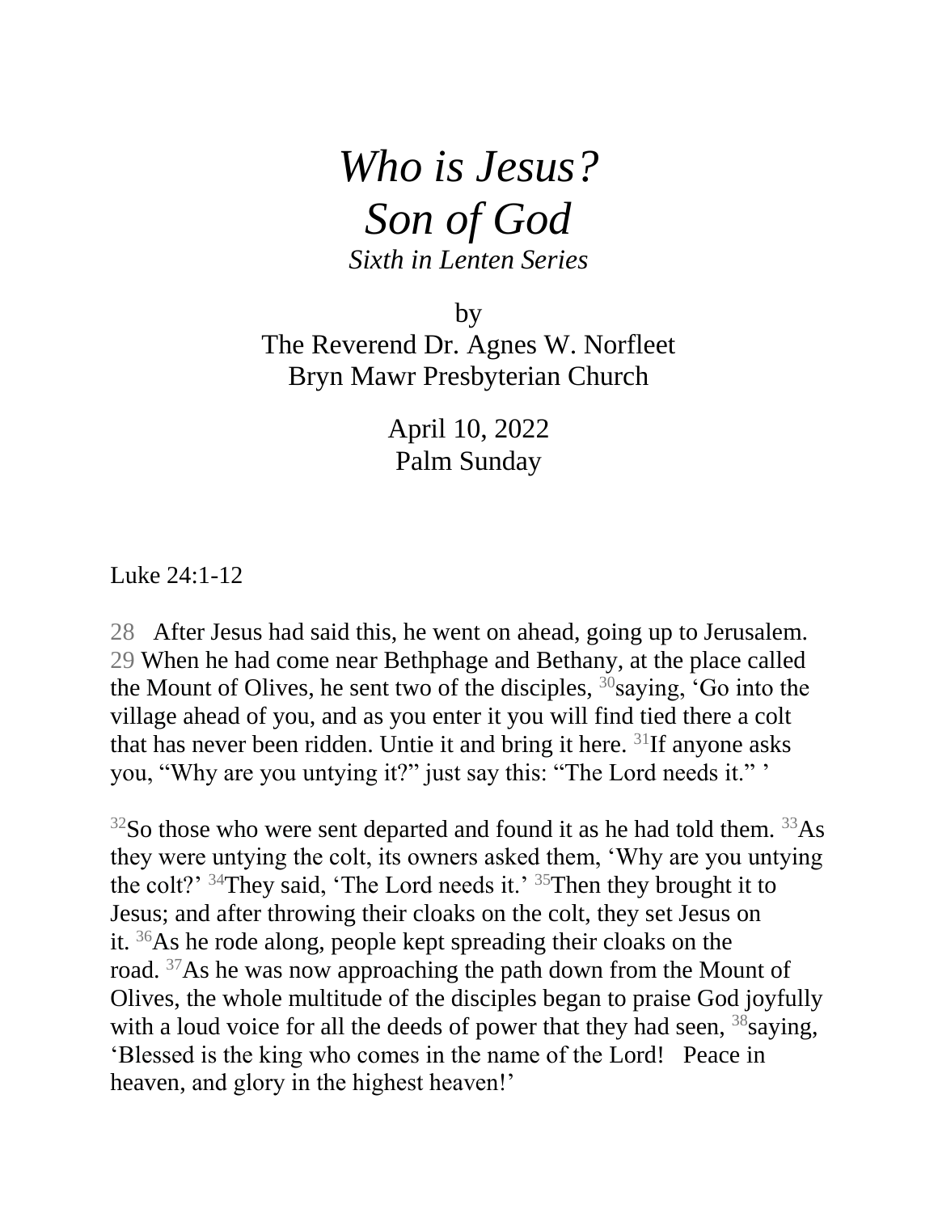# *Who is Jesus?*
# *Son of God*

*Sixth in Lenten Series*

by
The Reverend Dr. Agnes W. Norfleet
Bryn Mawr Presbyterian Church

April 10, 2022
Palm Sunday

Luke 24:1-12

28 After Jesus had said this, he went on ahead, going up to Jerusalem. 29 When he had come near Bethphage and Bethany, at the place called the Mount of Olives, he sent two of the disciples, 30 saying, 'Go into the village ahead of you, and as you enter it you will find tied there a colt that has never been ridden. Untie it and bring it here. 31 If anyone asks you, "Why are you untying it?" just say this: "The Lord needs it." '

32 So those who were sent departed and found it as he had told them. 33 As they were untying the colt, its owners asked them, 'Why are you untying the colt?' 34 They said, 'The Lord needs it.' 35 Then they brought it to Jesus; and after throwing their cloaks on the colt, they set Jesus on it. 36 As he rode along, people kept spreading their cloaks on the road. 37 As he was now approaching the path down from the Mount of Olives, the whole multitude of the disciples began to praise God joyfully with a loud voice for all the deeds of power that they had seen, 38 saying, 'Blessed is the king who comes in the name of the Lord! Peace in heaven, and glory in the highest heaven!'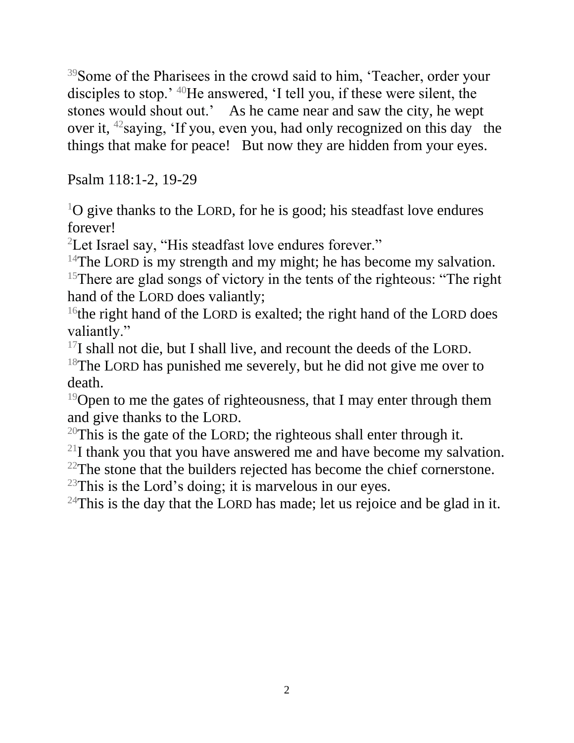[39]Some of the Pharisees in the crowd said to him, 'Teacher, order your disciples to stop.' [40]He answered, 'I tell you, if these were silent, the stones would shout out.'   As he came near and saw the city, he wept over it, [42]saying, 'If you, even you, had only recognized on this day  the things that make for peace!  But now they are hidden from your eyes.

Psalm 118:1-2, 19-29

[1]O give thanks to the LORD, for he is good; his steadfast love endures forever!
[2]Let Israel say, "His steadfast love endures forever."
[14]The LORD is my strength and my might; he has become my salvation.
[15]There are glad songs of victory in the tents of the righteous: "The right hand of the LORD does valiantly;
[16]the right hand of the LORD is exalted; the right hand of the LORD does valiantly."
[17]I shall not die, but I shall live, and recount the deeds of the LORD.
[18]The LORD has punished me severely, but he did not give me over to death.
[19]Open to me the gates of righteousness, that I may enter through them and give thanks to the LORD.
[20]This is the gate of the LORD; the righteous shall enter through it.
[21]I thank you that you have answered me and have become my salvation.
[22]The stone that the builders rejected has become the chief cornerstone.
[23]This is the Lord's doing; it is marvelous in our eyes.
[24]This is the day that the LORD has made; let us rejoice and be glad in it.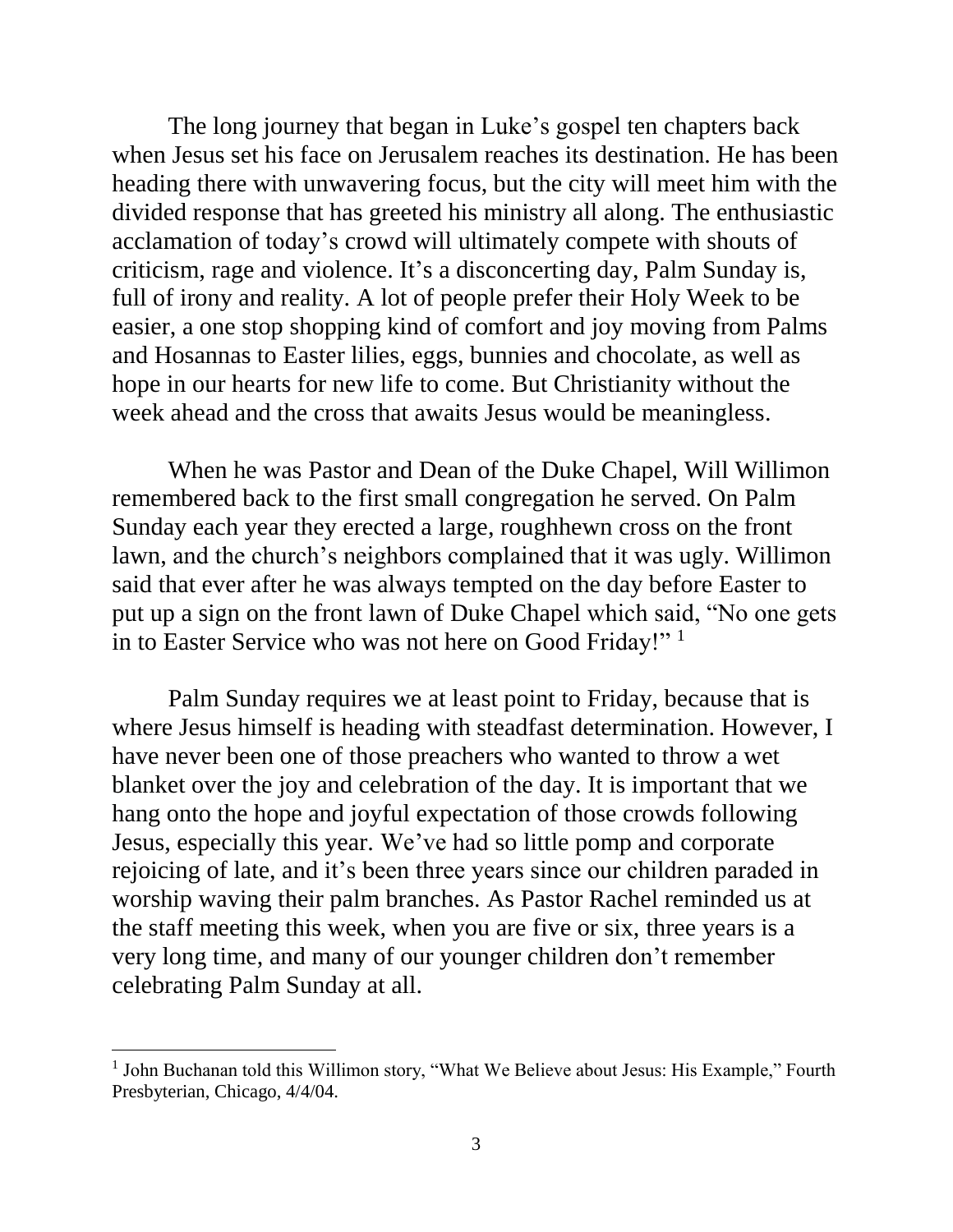The long journey that began in Luke's gospel ten chapters back when Jesus set his face on Jerusalem reaches its destination. He has been heading there with unwavering focus, but the city will meet him with the divided response that has greeted his ministry all along. The enthusiastic acclamation of today's crowd will ultimately compete with shouts of criticism, rage and violence. It's a disconcerting day, Palm Sunday is, full of irony and reality. A lot of people prefer their Holy Week to be easier, a one stop shopping kind of comfort and joy moving from Palms and Hosannas to Easter lilies, eggs, bunnies and chocolate, as well as hope in our hearts for new life to come. But Christianity without the week ahead and the cross that awaits Jesus would be meaningless.

When he was Pastor and Dean of the Duke Chapel, Will Willimon remembered back to the first small congregation he served. On Palm Sunday each year they erected a large, roughhewn cross on the front lawn, and the church's neighbors complained that it was ugly. Willimon said that ever after he was always tempted on the day before Easter to put up a sign on the front lawn of Duke Chapel which said, "No one gets in to Easter Service who was not here on Good Friday!" [1]

Palm Sunday requires we at least point to Friday, because that is where Jesus himself is heading with steadfast determination. However, I have never been one of those preachers who wanted to throw a wet blanket over the joy and celebration of the day. It is important that we hang onto the hope and joyful expectation of those crowds following Jesus, especially this year. We've had so little pomp and corporate rejoicing of late, and it's been three years since our children paraded in worship waving their palm branches. As Pastor Rachel reminded us at the staff meeting this week, when you are five or six, three years is a very long time, and many of our younger children don't remember celebrating Palm Sunday at all.

---

[1] John Buchanan told this Willimon story, "What We Believe about Jesus: His Example," Fourth Presbyterian, Chicago, 4/4/04.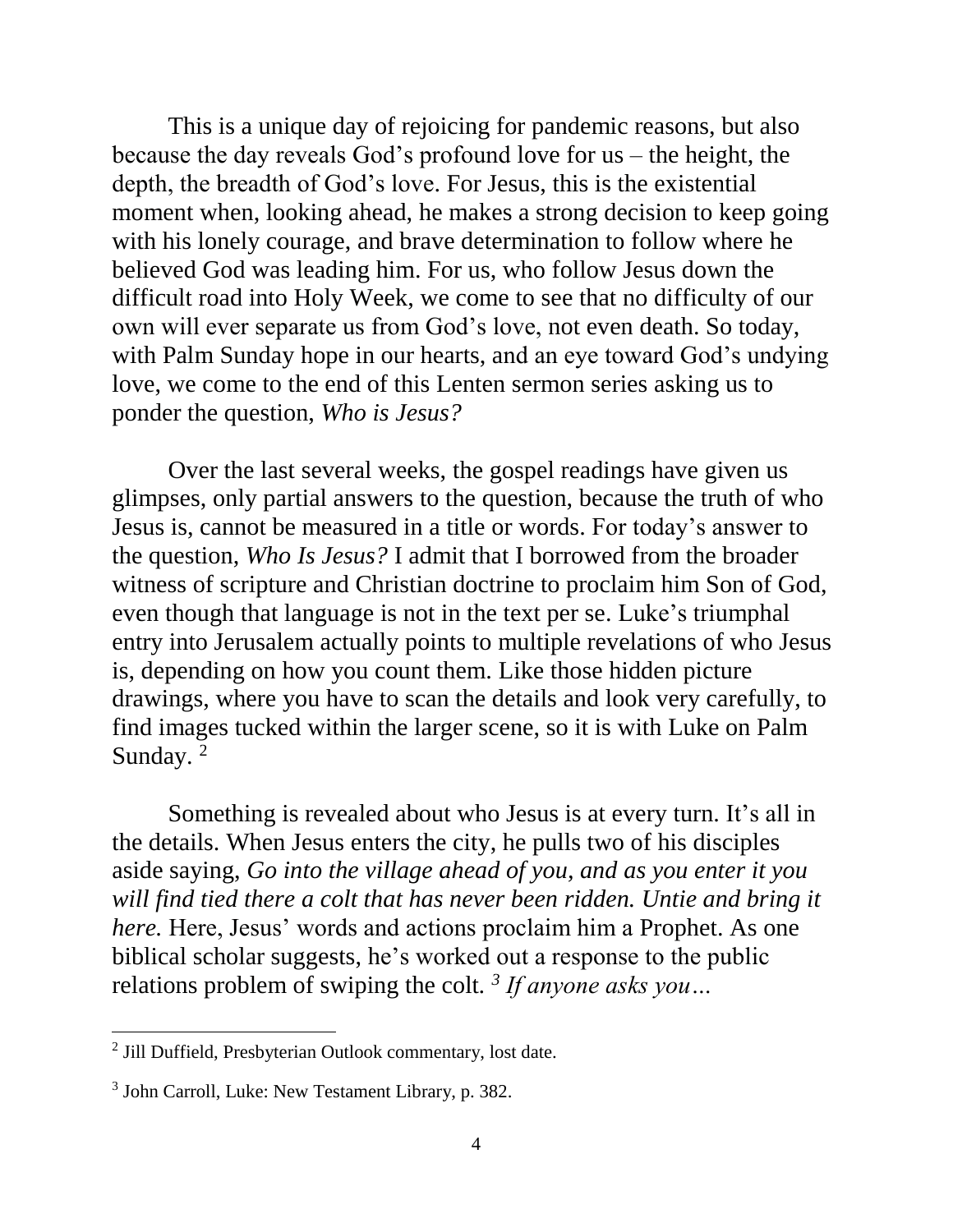This is a unique day of rejoicing for pandemic reasons, but also because the day reveals God's profound love for us – the height, the depth, the breadth of God's love. For Jesus, this is the existential moment when, looking ahead, he makes a strong decision to keep going with his lonely courage, and brave determination to follow where he believed God was leading him. For us, who follow Jesus down the difficult road into Holy Week, we come to see that no difficulty of our own will ever separate us from God's love, not even death. So today, with Palm Sunday hope in our hearts, and an eye toward God's undying love, we come to the end of this Lenten sermon series asking us to ponder the question, *Who is Jesus?*

Over the last several weeks, the gospel readings have given us glimpses, only partial answers to the question, because the truth of who Jesus is, cannot be measured in a title or words. For today's answer to the question, *Who Is Jesus?* I admit that I borrowed from the broader witness of scripture and Christian doctrine to proclaim him Son of God, even though that language is not in the text per se. Luke's triumphal entry into Jerusalem actually points to multiple revelations of who Jesus is, depending on how you count them. Like those hidden picture drawings, where you have to scan the details and look very carefully, to find images tucked within the larger scene, so it is with Luke on Palm Sunday. [2]

Something is revealed about who Jesus is at every turn. It's all in the details. When Jesus enters the city, he pulls two of his disciples aside saying, *Go into the village ahead of you, and as you enter it you will find tied there a colt that has never been ridden. Untie and bring it here.* Here, Jesus' words and actions proclaim him a Prophet. As one biblical scholar suggests, he's worked out a response to the public relations problem of swiping the colt. [3] *If anyone asks you…*

---

[2] Jill Duffield, Presbyterian Outlook commentary, lost date.

[3] John Carroll, Luke: New Testament Library, p. 382.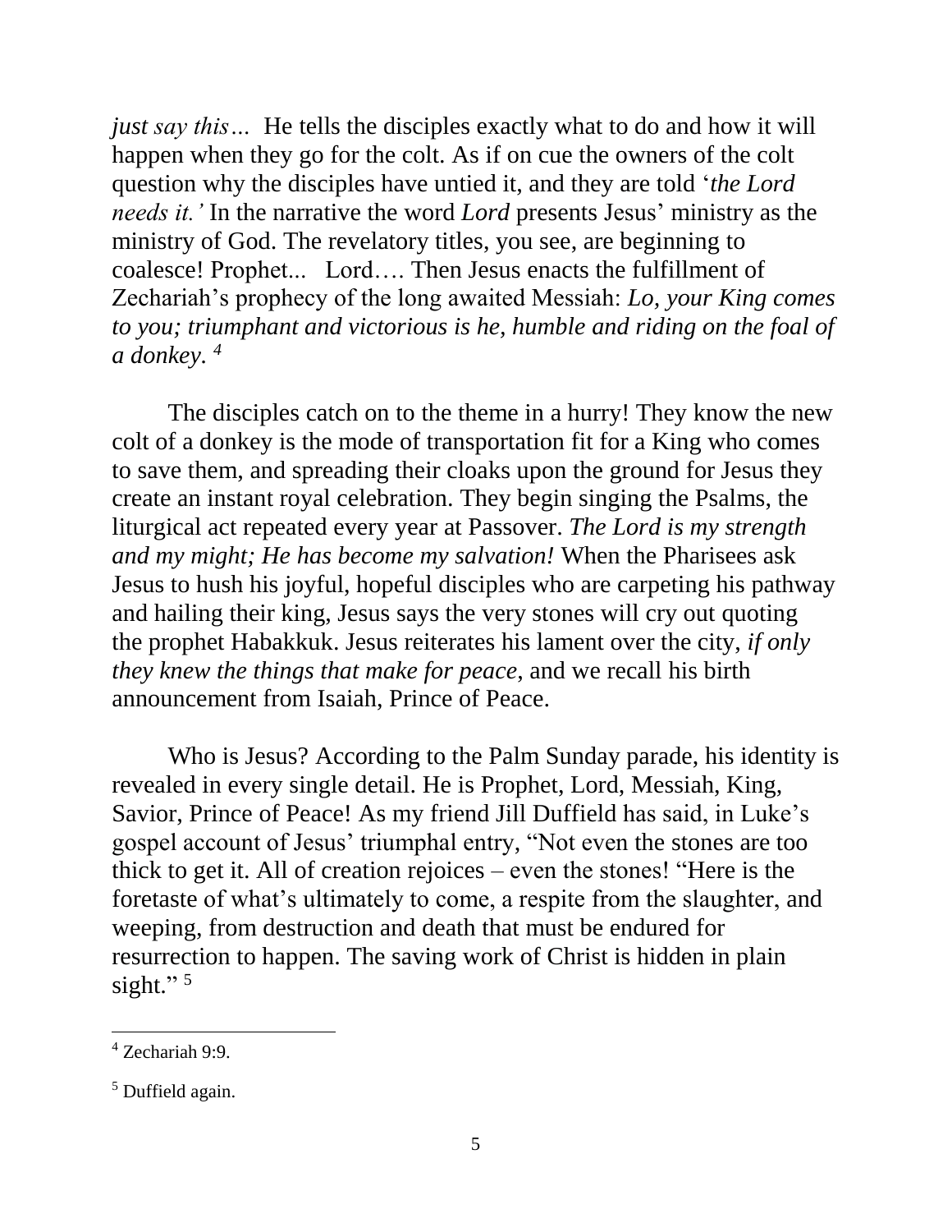*just say this…* He tells the disciples exactly what to do and how it will happen when they go for the colt. As if on cue the owners of the colt question why the disciples have untied it, and they are told '*the Lord needs it.'* In the narrative the word *Lord* presents Jesus' ministry as the ministry of God. The revelatory titles, you see, are beginning to coalesce! Prophet... Lord…. Then Jesus enacts the fulfillment of Zechariah's prophecy of the long awaited Messiah: *Lo, your King comes to you; triumphant and victorious is he, humble and riding on the foal of a donkey.* [4]

The disciples catch on to the theme in a hurry! They know the new colt of a donkey is the mode of transportation fit for a King who comes to save them, and spreading their cloaks upon the ground for Jesus they create an instant royal celebration. They begin singing the Psalms, the liturgical act repeated every year at Passover. *The Lord is my strength and my might; He has become my salvation!* When the Pharisees ask Jesus to hush his joyful, hopeful disciples who are carpeting his pathway and hailing their king, Jesus says the very stones will cry out quoting the prophet Habakkuk. Jesus reiterates his lament over the city, *if only they knew the things that make for peace*, and we recall his birth announcement from Isaiah, Prince of Peace.

Who is Jesus? According to the Palm Sunday parade, his identity is revealed in every single detail. He is Prophet, Lord, Messiah, King, Savior, Prince of Peace! As my friend Jill Duffield has said, in Luke's gospel account of Jesus' triumphal entry, "Not even the stones are too thick to get it. All of creation rejoices – even the stones! "Here is the foretaste of what's ultimately to come, a respite from the slaughter, and weeping, from destruction and death that must be endured for resurrection to happen. The saving work of Christ is hidden in plain sight." [5]

---

[4] Zechariah 9:9.

[5] Duffield again.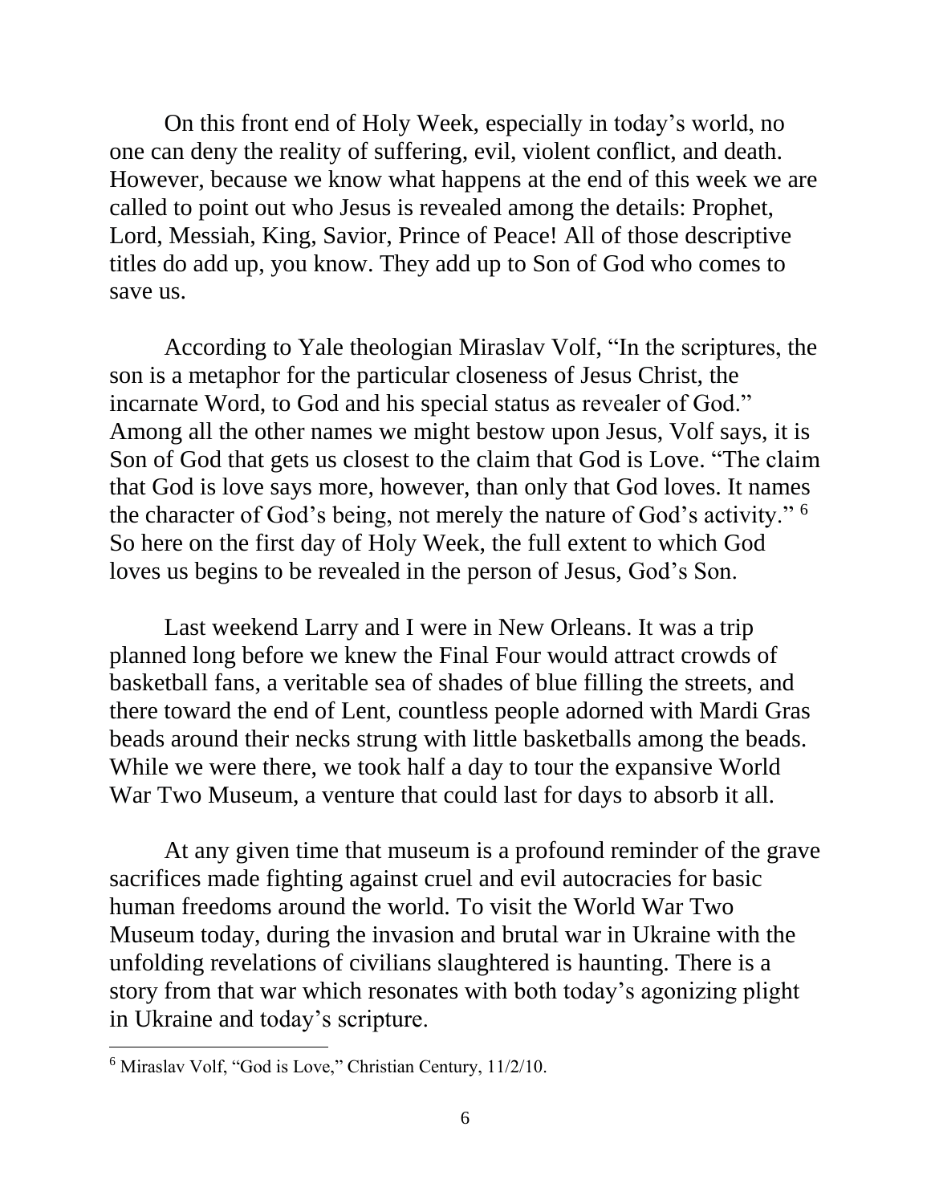On this front end of Holy Week, especially in today's world, no one can deny the reality of suffering, evil, violent conflict, and death. However, because we know what happens at the end of this week we are called to point out who Jesus is revealed among the details: Prophet, Lord, Messiah, King, Savior, Prince of Peace! All of those descriptive titles do add up, you know. They add up to Son of God who comes to save us.

According to Yale theologian Miraslav Volf, "In the scriptures, the son is a metaphor for the particular closeness of Jesus Christ, the incarnate Word, to God and his special status as revealer of God." Among all the other names we might bestow upon Jesus, Volf says, it is Son of God that gets us closest to the claim that God is Love. "The claim that God is love says more, however, than only that God loves. It names the character of God's being, not merely the nature of God's activity." [6] So here on the first day of Holy Week, the full extent to which God loves us begins to be revealed in the person of Jesus, God's Son.

Last weekend Larry and I were in New Orleans. It was a trip planned long before we knew the Final Four would attract crowds of basketball fans, a veritable sea of shades of blue filling the streets, and there toward the end of Lent, countless people adorned with Mardi Gras beads around their necks strung with little basketballs among the beads. While we were there, we took half a day to tour the expansive World War Two Museum, a venture that could last for days to absorb it all.

At any given time that museum is a profound reminder of the grave sacrifices made fighting against cruel and evil autocracies for basic human freedoms around the world. To visit the World War Two Museum today, during the invasion and brutal war in Ukraine with the unfolding revelations of civilians slaughtered is haunting. There is a story from that war which resonates with both today's agonizing plight in Ukraine and today's scripture.

[6] Miraslav Volf, "God is Love," Christian Century, 11/2/10.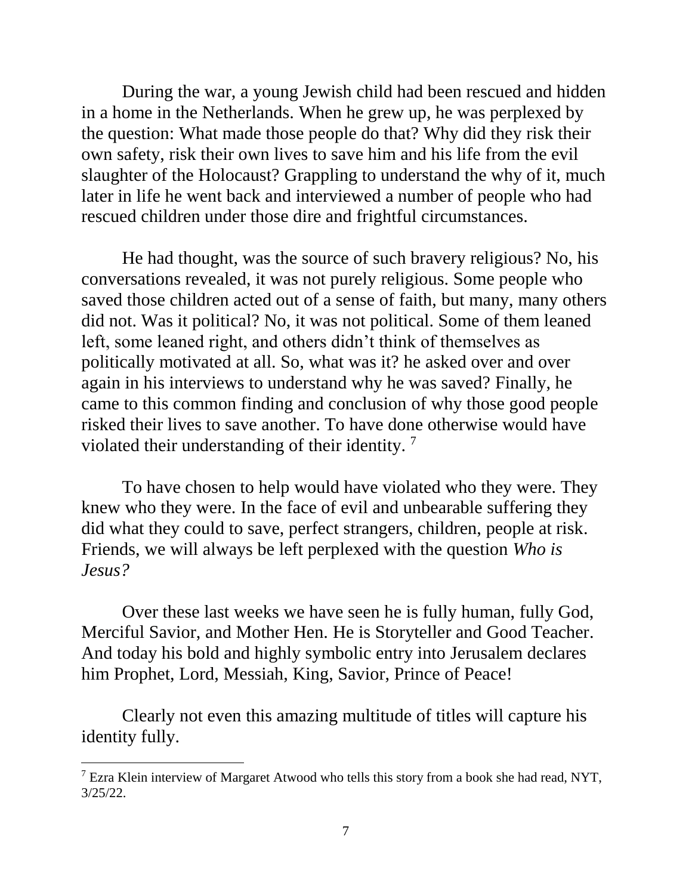During the war, a young Jewish child had been rescued and hidden in a home in the Netherlands. When he grew up, he was perplexed by the question: What made those people do that? Why did they risk their own safety, risk their own lives to save him and his life from the evil slaughter of the Holocaust? Grappling to understand the why of it, much later in life he went back and interviewed a number of people who had rescued children under those dire and frightful circumstances.

He had thought, was the source of such bravery religious? No, his conversations revealed, it was not purely religious. Some people who saved those children acted out of a sense of faith, but many, many others did not. Was it political? No, it was not political. Some of them leaned left, some leaned right, and others didn't think of themselves as politically motivated at all. So, what was it? he asked over and over again in his interviews to understand why he was saved? Finally, he came to this common finding and conclusion of why those good people risked their lives to save another. To have done otherwise would have violated their understanding of their identity. [7]

To have chosen to help would have violated who they were. They knew who they were. In the face of evil and unbearable suffering they did what they could to save, perfect strangers, children, people at risk. Friends, we will always be left perplexed with the question *Who is Jesus?*

Over these last weeks we have seen he is fully human, fully God, Merciful Savior, and Mother Hen. He is Storyteller and Good Teacher. And today his bold and highly symbolic entry into Jerusalem declares him Prophet, Lord, Messiah, King, Savior, Prince of Peace!

Clearly not even this amazing multitude of titles will capture his identity fully.

---

[7] Ezra Klein interview of Margaret Atwood who tells this story from a book she had read, NYT, 3/25/22.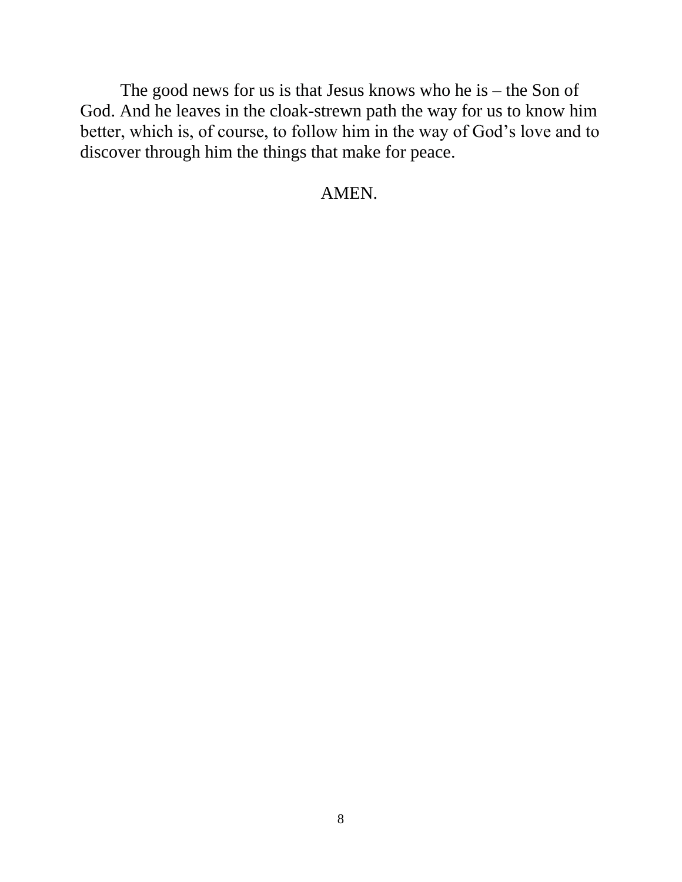The good news for us is that Jesus knows who he is – the Son of God. And he leaves in the cloak-strewn path the way for us to know him better, which is, of course, to follow him in the way of God's love and to discover through him the things that make for peace.

AMEN.